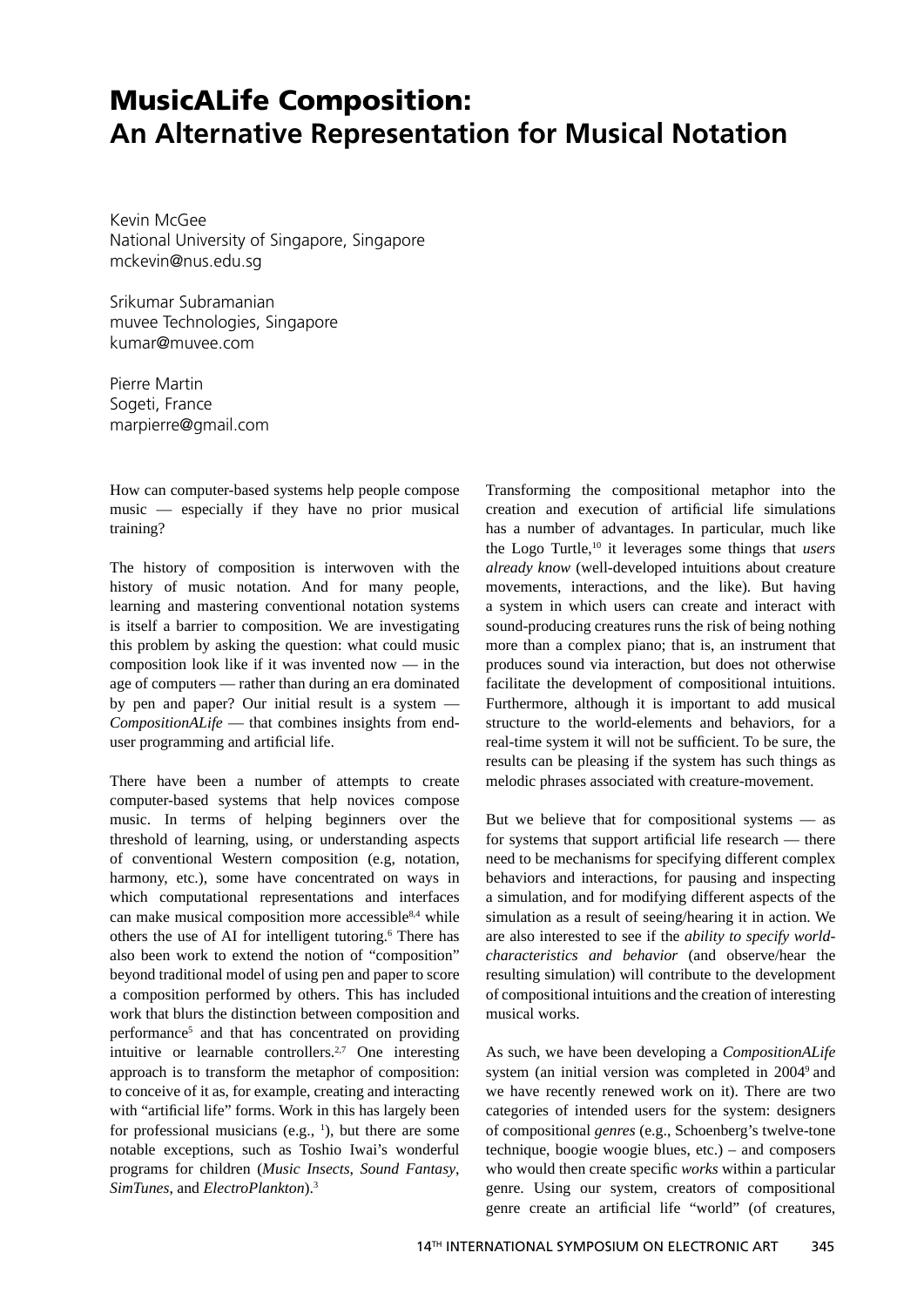# MusicALife Composition: An Alternative Representation for Musical Notation

Kevin McGee
National University of Singapore, Singapore
mckevin@nus.edu.sg

Srikumar Subramanian
muvee Technologies, Singapore
kumar@muvee.com

Pierre Martin
Sogeti, France
marpierre@gmail.com

How can computer-based systems help people compose music — especially if they have no prior musical training?

The history of composition is interwoven with the history of music notation. And for many people, learning and mastering conventional notation systems is itself a barrier to composition. We are investigating this problem by asking the question: what could music composition look like if it was invented now — in the age of computers — rather than during an era dominated by pen and paper? Our initial result is a system — *CompositionALife* — that combines insights from end-user programming and artificial life.

There have been a number of attempts to create computer-based systems that help novices compose music. In terms of helping beginners over the threshold of learning, using, or understanding aspects of conventional Western composition (e.g, notation, harmony, etc.), some have concentrated on ways in which computational representations and interfaces can make musical composition more accessible[8,4] while others the use of AI for intelligent tutoring.[6] There has also been work to extend the notion of "composition" beyond traditional model of using pen and paper to score a composition performed by others. This has included work that blurs the distinction between composition and performance[5] and that has concentrated on providing intuitive or learnable controllers.[2,7] One interesting approach is to transform the metaphor of composition: to conceive of it as, for example, creating and interacting with "artificial life" forms. Work in this has largely been for professional musicians (e.g., [1]), but there are some notable exceptions, such as Toshio Iwai's wonderful programs for children (*Music Insects*, *Sound Fantasy*, *SimTunes*, and *ElectroPlankton*).[3]

Transforming the compositional metaphor into the creation and execution of artificial life simulations has a number of advantages. In particular, much like the Logo Turtle,[10] it leverages some things that *users already know* (well-developed intuitions about creature movements, interactions, and the like). But having a system in which users can create and interact with sound-producing creatures runs the risk of being nothing more than a complex piano; that is, an instrument that produces sound via interaction, but does not otherwise facilitate the development of compositional intuitions. Furthermore, although it is important to add musical structure to the world-elements and behaviors, for a real-time system it will not be sufficient. To be sure, the results can be pleasing if the system has such things as melodic phrases associated with creature-movement.

But we believe that for compositional systems — as for systems that support artificial life research — there need to be mechanisms for specifying different complex behaviors and interactions, for pausing and inspecting a simulation, and for modifying different aspects of the simulation as a result of seeing/hearing it in action. We are also interested to see if the *ability to specify world-characteristics and behavior* (and observe/hear the resulting simulation) will contribute to the development of compositional intuitions and the creation of interesting musical works.

As such, we have been developing a *CompositionALife* system (an initial version was completed in 2004[9] and we have recently renewed work on it). There are two categories of intended users for the system: designers of compositional *genres* (e.g., Schoenberg's twelve-tone technique, boogie woogie blues, etc.) – and composers who would then create specific *works* within a particular genre. Using our system, creators of compositional genre create an artificial life "world" (of creatures,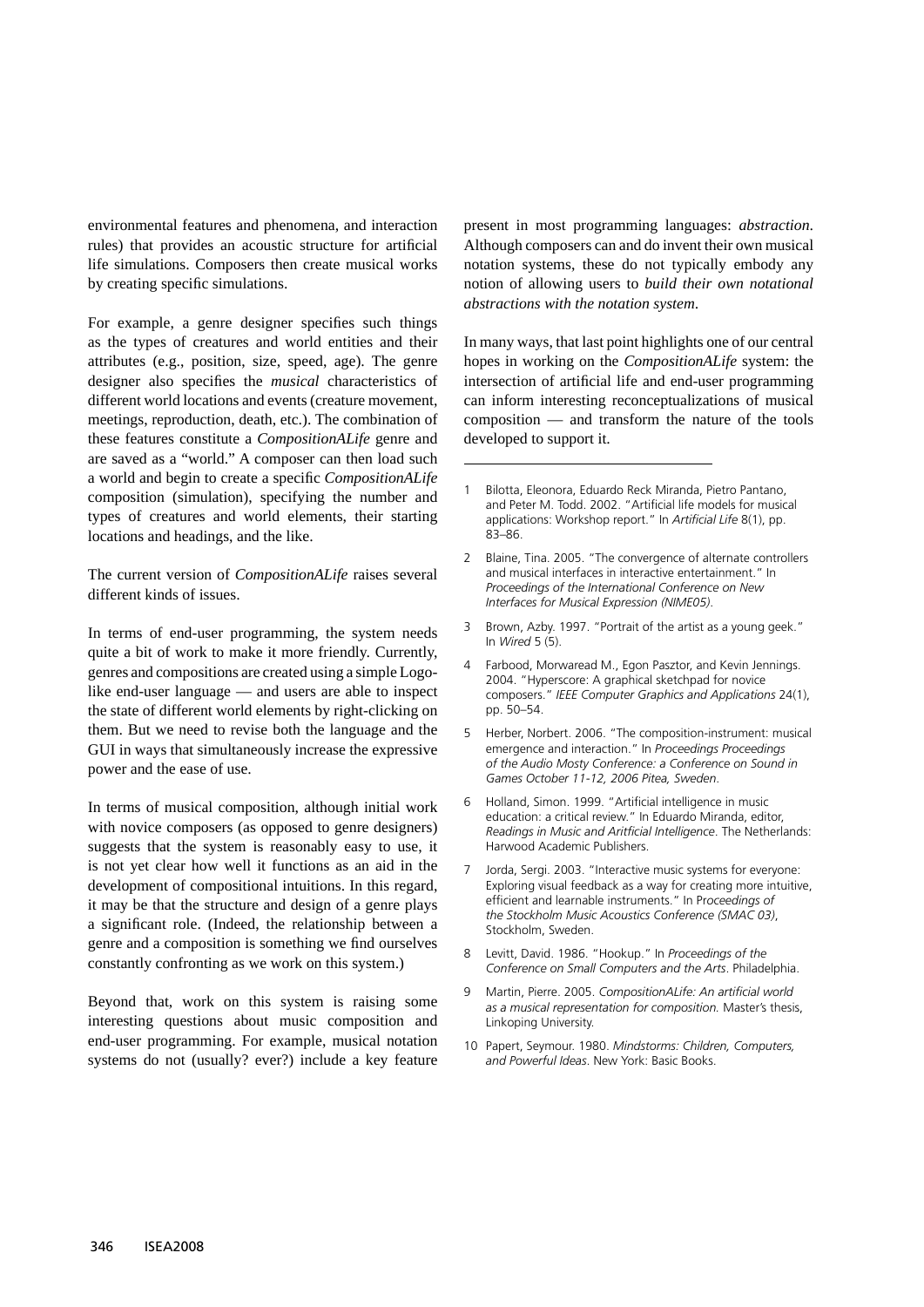environmental features and phenomena, and interaction rules) that provides an acoustic structure for artificial life simulations. Composers then create musical works by creating specific simulations.

For example, a genre designer specifies such things as the types of creatures and world entities and their attributes (e.g., position, size, speed, age). The genre designer also specifies the *musical* characteristics of different world locations and events (creature movement, meetings, reproduction, death, etc.). The combination of these features constitute a *CompositionALife* genre and are saved as a "world." A composer can then load such a world and begin to create a specific *CompositionALife* composition (simulation), specifying the number and types of creatures and world elements, their starting locations and headings, and the like.

The current version of *CompositionALife* raises several different kinds of issues.

In terms of end-user programming, the system needs quite a bit of work to make it more friendly. Currently, genres and compositions are created using a simple Logo-like end-user language — and users are able to inspect the state of different world elements by right-clicking on them. But we need to revise both the language and the GUI in ways that simultaneously increase the expressive power and the ease of use.

In terms of musical composition, although initial work with novice composers (as opposed to genre designers) suggests that the system is reasonably easy to use, it is not yet clear how well it functions as an aid in the development of compositional intuitions. In this regard, it may be that the structure and design of a genre plays a significant role. (Indeed, the relationship between a genre and a composition is something we find ourselves constantly confronting as we work on this system.)

Beyond that, work on this system is raising some interesting questions about music composition and end-user programming. For example, musical notation systems do not (usually? ever?) include a key feature present in most programming languages: *abstraction*. Although composers can and do invent their own musical notation systems, these do not typically embody any notion of allowing users to *build their own notational abstractions with the notation system*.

In many ways, that last point highlights one of our central hopes in working on the *CompositionALife* system: the intersection of artificial life and end-user programming can inform interesting reconceptualizations of musical composition — and transform the nature of the tools developed to support it.

---

1 Bilotta, Eleonora, Eduardo Reck Miranda, Pietro Pantano, and Peter M. Todd. 2002. "Artificial life models for musical applications: Workshop report." In *Artificial Life* 8(1), pp. 83–86.

2 Blaine, Tina. 2005. "The convergence of alternate controllers and musical interfaces in interactive entertainment." In *Proceedings of the International Conference on New Interfaces for Musical Expression (NIME05)*.

3 Brown, Azby. 1997. "Portrait of the artist as a young geek." In *Wired* 5 (5).

4 Farbood, Morwaread M., Egon Pasztor, and Kevin Jennings. 2004. "Hyperscore: A graphical sketchpad for novice composers." *IEEE Computer Graphics and Applications* 24(1), pp. 50–54.

5 Herber, Norbert. 2006. "The composition-instrument: musical emergence and interaction." In *Proceedings Proceedings of the Audio Mosty Conference: a Conference on Sound in Games October 11-12, 2006 Pitea, Sweden*.

6 Holland, Simon. 1999. "Artificial intelligence in music education: a critical review." In Eduardo Miranda, editor, *Readings in Music and Aritficial Intelligence*. The Netherlands: Harwood Academic Publishers.

7 Jorda, Sergi. 2003. "Interactive music systems for everyone: Exploring visual feedback as a way for creating more intuitive, efficient and learnable instruments." In P*roceedings of the Stockholm Music Acoustics Conference (SMAC 03)*, Stockholm, Sweden.

8 Levitt, David. 1986. "Hookup." In *Proceedings of the Conference on Small Computers and the Arts*. Philadelphia.

9 Martin, Pierre. 2005. *CompositionALife: An artificial world as a musical representation for composition.* Master's thesis, Linkoping University.

10 Papert, Seymour. 1980. *Mindstorms: Children, Computers, and Powerful Ideas*. New York: Basic Books.